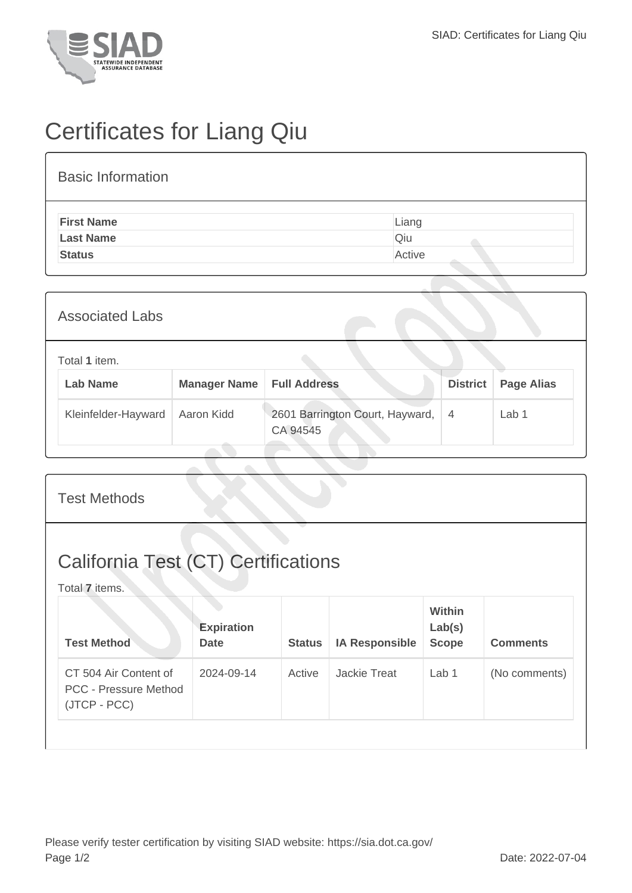# Certificates for Liang Qiu

## Basic Information

| | |
|---|---|
| **First Name** | Liang |
| **Last Name** | Qiu |
| **Status** | Active |

## Associated Labs

Total **1** item.

| Lab Name | Manager Name | Full Address | District | Page Alias |
|---|---|---|---|---|
| Kleinfelder-Hayward | Aaron Kidd | 2601 Barrington Court, Hayward, CA 94545 | 4 | Lab 1 |

## Test Methods

### California Test (CT) Certifications

Total **7** items.

| Test Method | Expiration Date | Status | IA Responsible | Within Lab(s) Scope | Comments |
|---|---|---|---|---|---|
| CT 504 Air Content of PCC - Pressure Method (JTCP - PCC) | 2024-09-14 | Active | Jackie Treat | Lab 1 | (No comments) |

Please verify tester certification by visiting SIAD website: https://sia.dot.ca.gov/

Date: 2022-07-04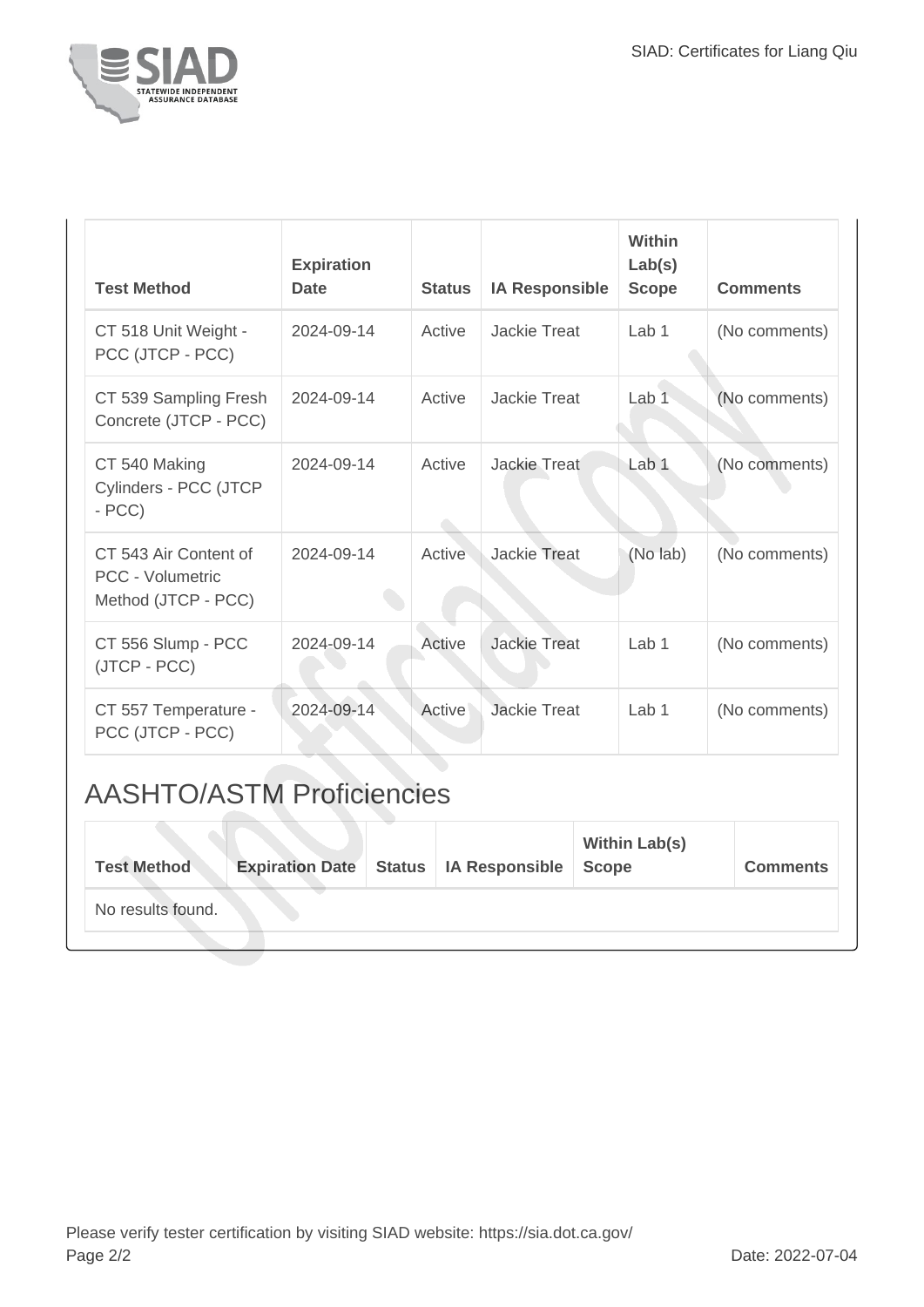| Test Method | Expiration Date | Status | IA Responsible | Within Lab(s) Scope | Comments |
|---|---|---|---|---|---|
| CT 518 Unit Weight - PCC (JTCP - PCC) | 2024-09-14 | Active | Jackie Treat | Lab 1 | (No comments) |
| CT 539 Sampling Fresh Concrete (JTCP - PCC) | 2024-09-14 | Active | Jackie Treat | Lab 1 | (No comments) |
| CT 540 Making Cylinders - PCC (JTCP - PCC) | 2024-09-14 | Active | Jackie Treat | Lab 1 | (No comments) |
| CT 543 Air Content of PCC - Volumetric Method (JTCP - PCC) | 2024-09-14 | Active | Jackie Treat | (No lab) | (No comments) |
| CT 556 Slump - PCC (JTCP - PCC) | 2024-09-14 | Active | Jackie Treat | Lab 1 | (No comments) |
| CT 557 Temperature - PCC (JTCP - PCC) | 2024-09-14 | Active | Jackie Treat | Lab 1 | (No comments) |

## AASHTO/ASTM Proficiencies

| Test Method | Expiration Date | Status | IA Responsible | Within Lab(s) Scope | Comments |
|---|---|---|---|---|---|
| No results found. | | | | | |

Please verify tester certification by visiting SIAD website: https://sia.dot.ca.gov/

Date: 2022-07-04